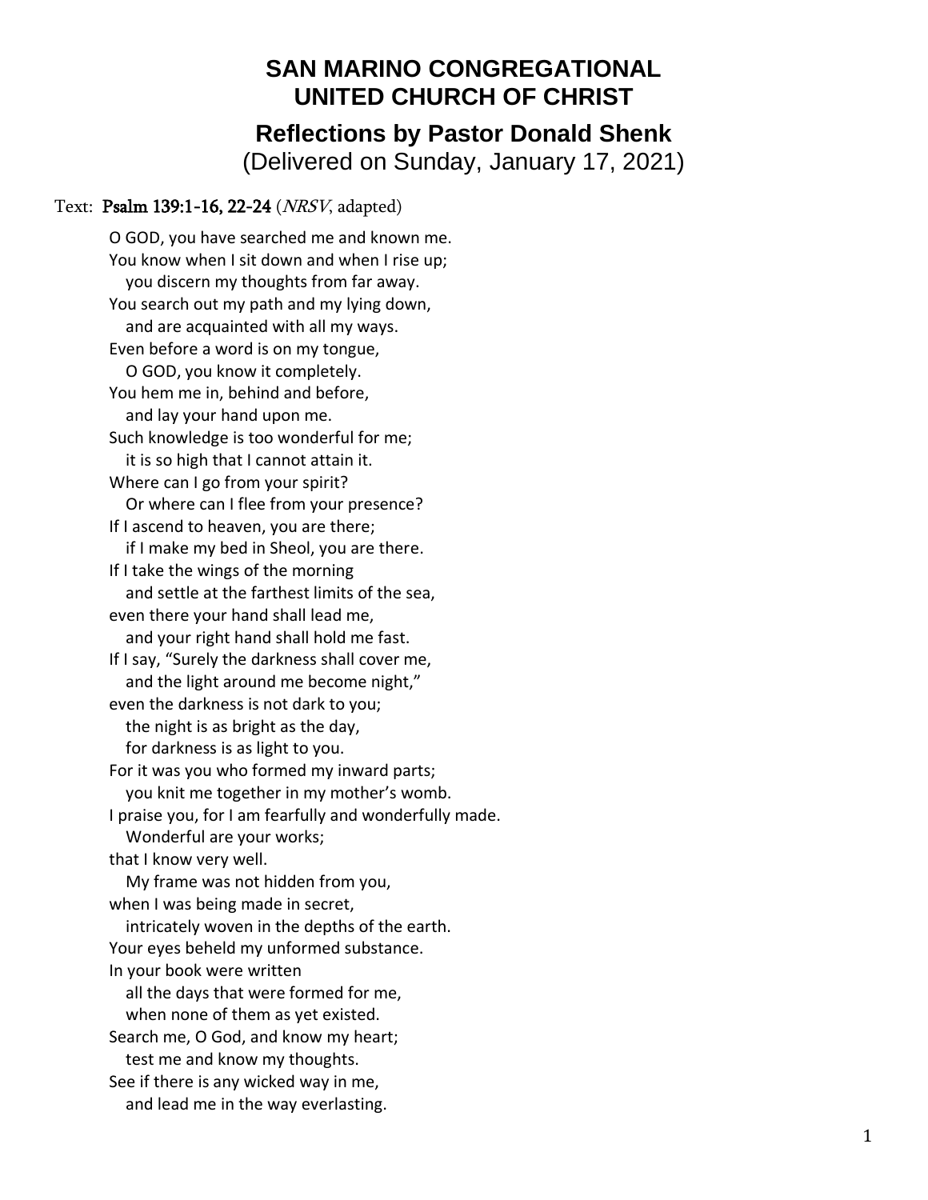# SAN MARINO CONGREGATIONAL UNITED CHURCH OF CHRIST

## Reflections by Pastor Donald Shenk

(Delivered on Sunday, January 17, 2021)

Text: **Psalm 139:1-16, 22-24** (*NRSV*, adapted)

O GOD, you have searched me and known me.
You know when I sit down and when I rise up;
   you discern my thoughts from far away.
You search out my path and my lying down,
   and are acquainted with all my ways.
Even before a word is on my tongue,
   O GOD, you know it completely.
You hem me in, behind and before,
   and lay your hand upon me.
Such knowledge is too wonderful for me;
   it is so high that I cannot attain it.
Where can I go from your spirit?
   Or where can I flee from your presence?
If I ascend to heaven, you are there;
   if I make my bed in Sheol, you are there.
If I take the wings of the morning
   and settle at the farthest limits of the sea,
even there your hand shall lead me,
   and your right hand shall hold me fast.
If I say, "Surely the darkness shall cover me,
   and the light around me become night,"
even the darkness is not dark to you;
   the night is as bright as the day,
   for darkness is as light to you.
For it was you who formed my inward parts;
   you knit me together in my mother's womb.
I praise you, for I am fearfully and wonderfully made.
   Wonderful are your works;
that I know very well.
   My frame was not hidden from you,
when I was being made in secret,
   intricately woven in the depths of the earth.
Your eyes beheld my unformed substance.
In your book were written
   all the days that were formed for me,
   when none of them as yet existed.
Search me, O God, and know my heart;
   test me and know my thoughts.
See if there is any wicked way in me,
   and lead me in the way everlasting.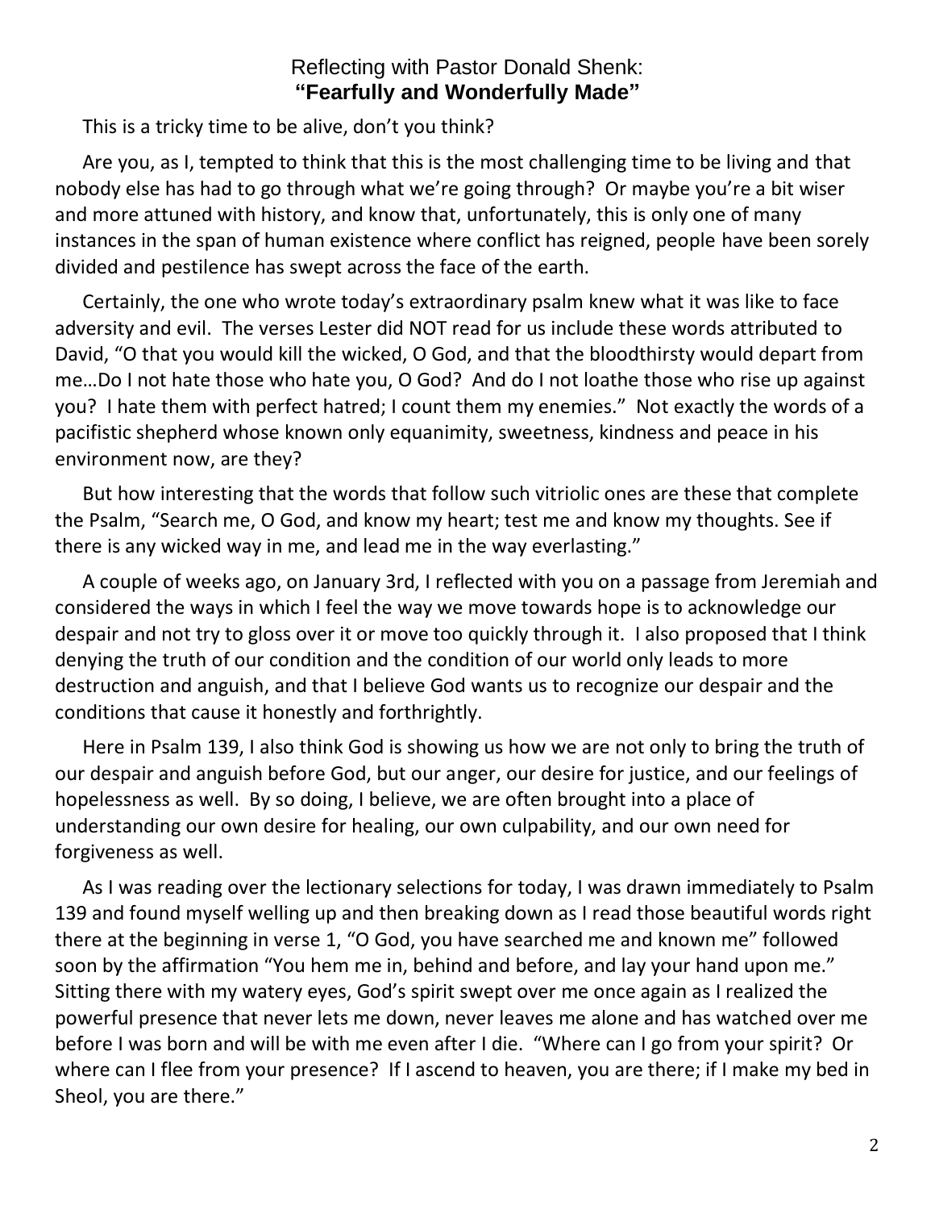Reflecting with Pastor Donald Shenk:

**"Fearfully and Wonderfully Made"**

This is a tricky time to be alive, don't you think?

Are you, as I, tempted to think that this is the most challenging time to be living and that nobody else has had to go through what we're going through? Or maybe you're a bit wiser and more attuned with history, and know that, unfortunately, this is only one of many instances in the span of human existence where conflict has reigned, people have been sorely divided and pestilence has swept across the face of the earth.

Certainly, the one who wrote today's extraordinary psalm knew what it was like to face adversity and evil. The verses Lester did NOT read for us include these words attributed to David, "O that you would kill the wicked, O God, and that the bloodthirsty would depart from me…Do I not hate those who hate you, O God? And do I not loathe those who rise up against you? I hate them with perfect hatred; I count them my enemies." Not exactly the words of a pacifistic shepherd whose known only equanimity, sweetness, kindness and peace in his environment now, are they?

But how interesting that the words that follow such vitriolic ones are these that complete the Psalm, "Search me, O God, and know my heart; test me and know my thoughts. See if there is any wicked way in me, and lead me in the way everlasting."

A couple of weeks ago, on January 3rd, I reflected with you on a passage from Jeremiah and considered the ways in which I feel the way we move towards hope is to acknowledge our despair and not try to gloss over it or move too quickly through it. I also proposed that I think denying the truth of our condition and the condition of our world only leads to more destruction and anguish, and that I believe God wants us to recognize our despair and the conditions that cause it honestly and forthrightly.

Here in Psalm 139, I also think God is showing us how we are not only to bring the truth of our despair and anguish before God, but our anger, our desire for justice, and our feelings of hopelessness as well. By so doing, I believe, we are often brought into a place of understanding our own desire for healing, our own culpability, and our own need for forgiveness as well.

As I was reading over the lectionary selections for today, I was drawn immediately to Psalm 139 and found myself welling up and then breaking down as I read those beautiful words right there at the beginning in verse 1, "O God, you have searched me and known me" followed soon by the affirmation "You hem me in, behind and before, and lay your hand upon me." Sitting there with my watery eyes, God's spirit swept over me once again as I realized the powerful presence that never lets me down, never leaves me alone and has watched over me before I was born and will be with me even after I die. "Where can I go from your spirit? Or where can I flee from your presence? If I ascend to heaven, you are there; if I make my bed in Sheol, you are there."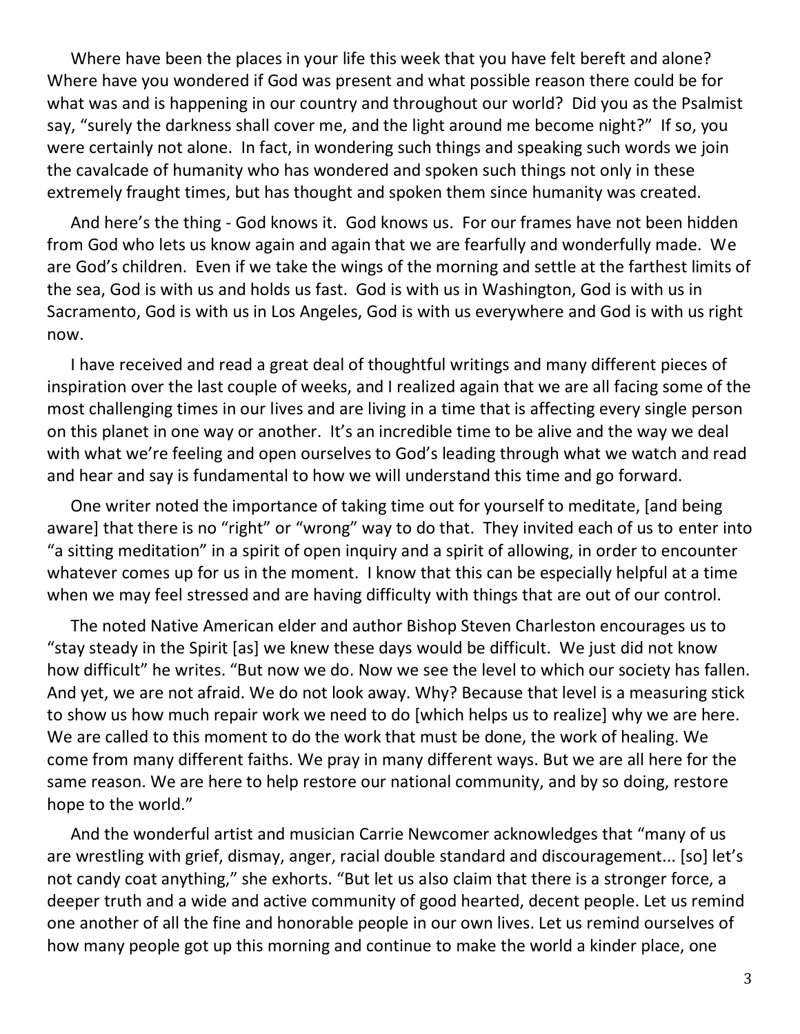Where have been the places in your life this week that you have felt bereft and alone? Where have you wondered if God was present and what possible reason there could be for what was and is happening in our country and throughout our world? Did you as the Psalmist say, "surely the darkness shall cover me, and the light around me become night?" If so, you were certainly not alone. In fact, in wondering such things and speaking such words we join the cavalcade of humanity who has wondered and spoken such things not only in these extremely fraught times, but has thought and spoken them since humanity was created.

And here's the thing - God knows it. God knows us. For our frames have not been hidden from God who lets us know again and again that we are fearfully and wonderfully made. We are God's children. Even if we take the wings of the morning and settle at the farthest limits of the sea, God is with us and holds us fast. God is with us in Washington, God is with us in Sacramento, God is with us in Los Angeles, God is with us everywhere and God is with us right now.

I have received and read a great deal of thoughtful writings and many different pieces of inspiration over the last couple of weeks, and I realized again that we are all facing some of the most challenging times in our lives and are living in a time that is affecting every single person on this planet in one way or another. It's an incredible time to be alive and the way we deal with what we're feeling and open ourselves to God's leading through what we watch and read and hear and say is fundamental to how we will understand this time and go forward.

One writer noted the importance of taking time out for yourself to meditate, [and being aware] that there is no "right" or "wrong" way to do that. They invited each of us to enter into "a sitting meditation" in a spirit of open inquiry and a spirit of allowing, in order to encounter whatever comes up for us in the moment. I know that this can be especially helpful at a time when we may feel stressed and are having difficulty with things that are out of our control.

The noted Native American elder and author Bishop Steven Charleston encourages us to "stay steady in the Spirit [as] we knew these days would be difficult. We just did not know how difficult" he writes. "But now we do. Now we see the level to which our society has fallen. And yet, we are not afraid. We do not look away. Why? Because that level is a measuring stick to show us how much repair work we need to do [which helps us to realize] why we are here. We are called to this moment to do the work that must be done, the work of healing. We come from many different faiths. We pray in many different ways. But we are all here for the same reason. We are here to help restore our national community, and by so doing, restore hope to the world."

And the wonderful artist and musician Carrie Newcomer acknowledges that "many of us are wrestling with grief, dismay, anger, racial double standard and discouragement... [so] let's not candy coat anything," she exhorts. "But let us also claim that there is a stronger force, a deeper truth and a wide and active community of good hearted, decent people. Let us remind one another of all the fine and honorable people in our own lives. Let us remind ourselves of how many people got up this morning and continue to make the world a kinder place, one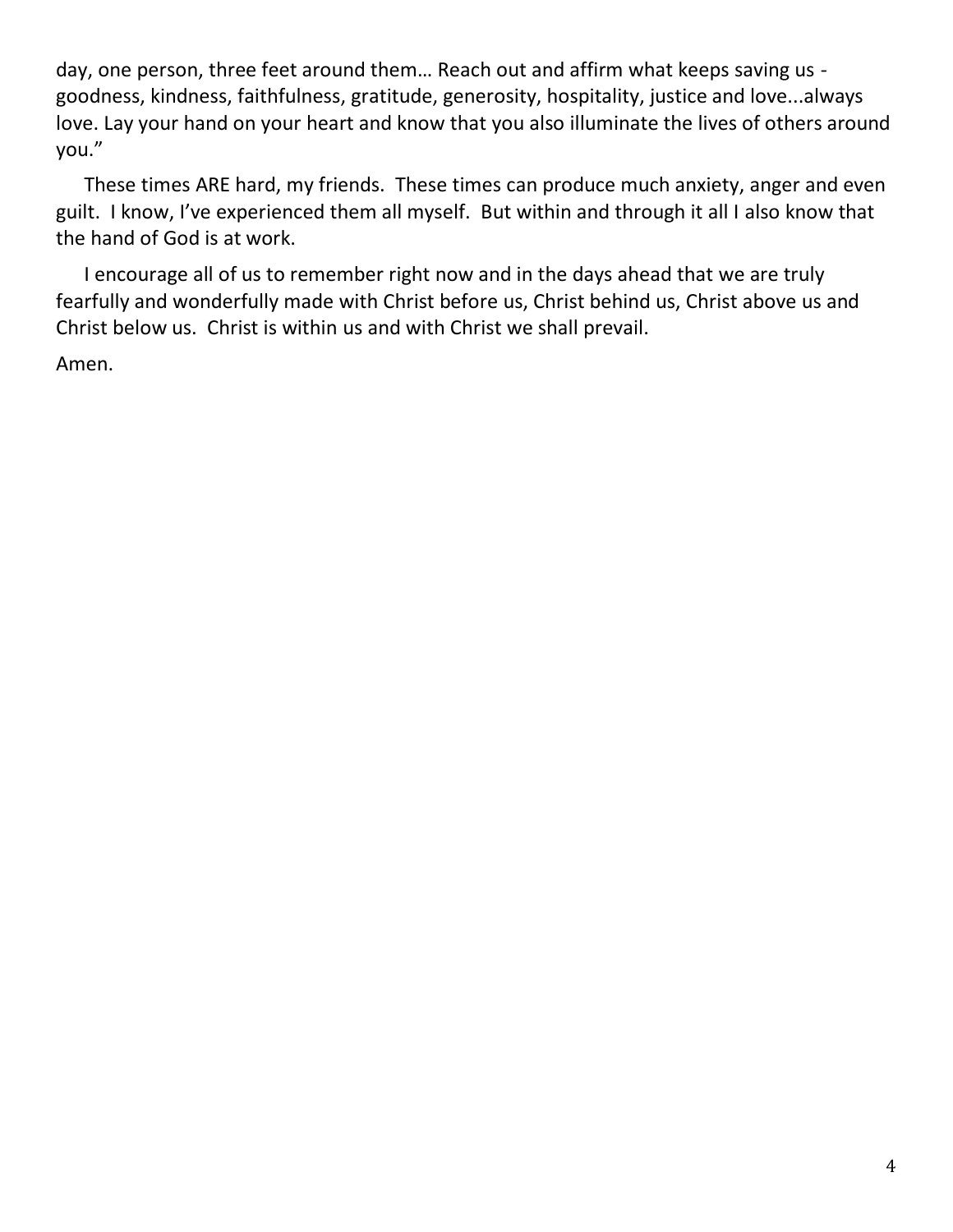day, one person, three feet around them… Reach out and affirm what keeps saving us - goodness, kindness, faithfulness, gratitude, generosity, hospitality, justice and love...always love. Lay your hand on your heart and know that you also illuminate the lives of others around you."

These times ARE hard, my friends. These times can produce much anxiety, anger and even guilt. I know, I've experienced them all myself. But within and through it all I also know that the hand of God is at work.

I encourage all of us to remember right now and in the days ahead that we are truly fearfully and wonderfully made with Christ before us, Christ behind us, Christ above us and Christ below us. Christ is within us and with Christ we shall prevail.

Amen.